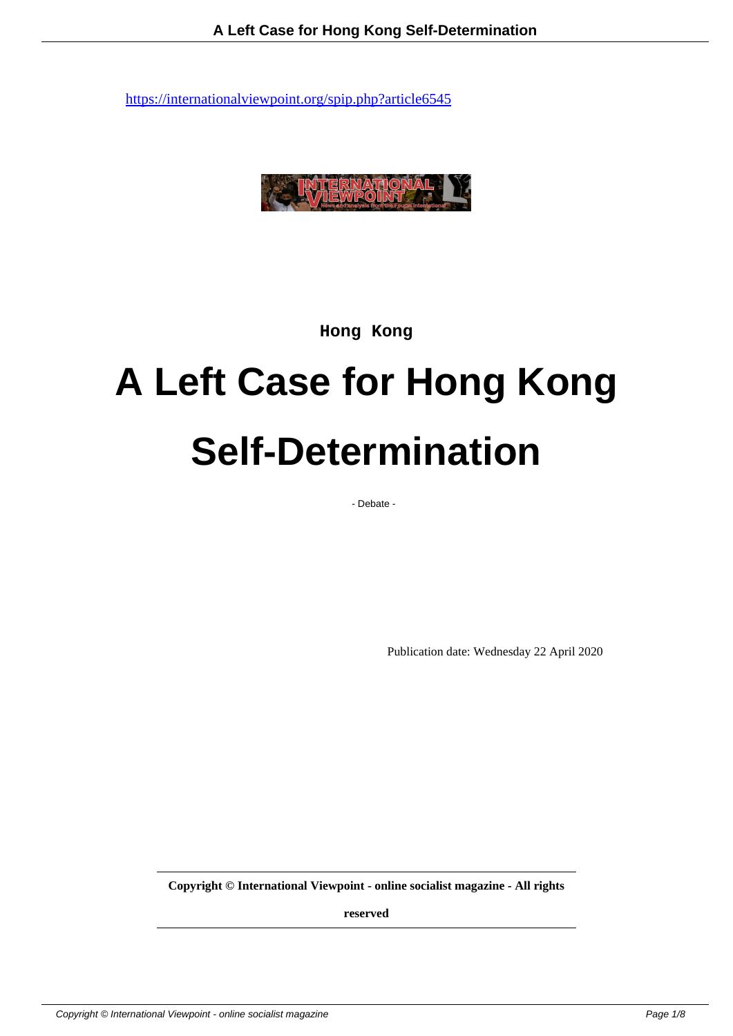https://internationalviewpoint.org/spip.php?article6545

Hong Kong

# A Left Case for Hong Kong Self-Determination

- Debate -

Publication date: Wednesday 22 April 2020

**Copyright © International Viewpoint - online socialist magazine - All rights reserved**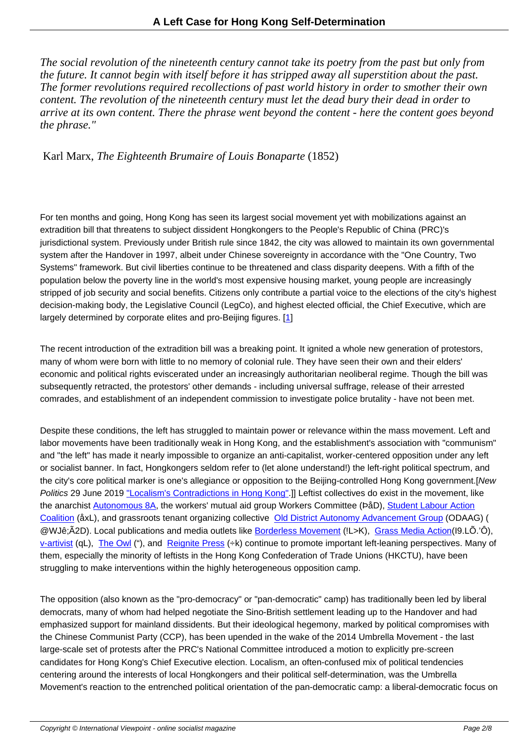*The social revolution of the nineteenth century cannot take its poetry from the past but only from the future. It cannot begin with itself before it has stripped away all superstition about the past. The former revolutions required recollections of past world history in order to smother their own content. The revolution of the nineteenth century must let the dead bury their dead in order to arrive at its own content. There the phrase went beyond the content - here the content goes beyond the phrase."*

Karl Marx, *The Eighteenth Brumaire of Louis Bonaparte* (1852)

For ten months and going, Hong Kong has seen its largest social movement yet with mobilizations against an extradition bill that threatens to subject dissident Hongkongers to the People's Republic of China (PRC)'s jurisdictional system. Previously under British rule since 1842, the city was allowed to maintain its own governmental system after the Handover in 1997, albeit under Chinese sovereignty in accordance with the "One Country, Two Systems" framework. But civil liberties continue to be threatened and class disparity deepens. With a fifth of the population below the poverty line in the world's most expensive housing market, young people are increasingly stripped of job security and social benefits. Citizens only contribute a partial voice to the elections of the city's highest decision-making body, the Legislative Council (LegCo), and highest elected official, the Chief Executive, which are largely determined by corporate elites and pro-Beijing figures. [1]

The recent introduction of the extradition bill was a breaking point. It ignited a whole new generation of protestors, many of whom were born with little to no memory of colonial rule. They have seen their own and their elders' economic and political rights eviscerated under an increasingly authoritarian neoliberal regime. Though the bill was subsequently retracted, the protestors' other demands - including universal suffrage, release of their arrested comrades, and establishment of an independent commission to investigate police brutality - have not been met.

Despite these conditions, the left has struggled to maintain power or relevance within the mass movement. Left and labor movements have been traditionally weak in Hong Kong, and the establishment's association with "communism" and "the left" has made it nearly impossible to organize an anti-capitalist, worker-centered opposition under any left or socialist banner. In fact, Hongkongers seldom refer to (let alone understand!) the left-right political spectrum, and the city's core political marker is one's allegiance or opposition to the Beijing-controlled Hong Kong government.[*New Politics* 29 June 2019 "Localism's Contradictions in Hong Kong".]] Leftist collectives do exist in the movement, like the anarchist Autonomous 8A, the workers' mutual aid group Workers Committee (ÞåD), Student Labour Action Coalition (åxL), and grassroots tenant organizing collective Old District Autonomy Advancement Group (ODAAG) ( @WJê;Ã2D). Local publications and media outlets like Borderless Movement (!L>K), Grass Media Action(I9.LÕ.'Ô), v-artivist (qL), The Owl ("), and Reignite Press (÷k) continue to promote important left-leaning perspectives. Many of them, especially the minority of leftists in the Hong Kong Confederation of Trade Unions (HKCTU), have been struggling to make interventions within the highly heterogeneous opposition camp.

The opposition (also known as the "pro-democracy" or "pan-democratic" camp) has traditionally been led by liberal democrats, many of whom had helped negotiate the Sino-British settlement leading up to the Handover and had emphasized support for mainland dissidents. But their ideological hegemony, marked by political compromises with the Chinese Communist Party (CCP), has been upended in the wake of the 2014 Umbrella Movement - the last large-scale set of protests after the PRC's National Committee introduced a motion to explicitly pre-screen candidates for Hong Kong's Chief Executive election. Localism, an often-confused mix of political tendencies centering around the interests of local Hongkongers and their political self-determination, was the Umbrella Movement's reaction to the entrenched political orientation of the pan-democratic camp: a liberal-democratic focus on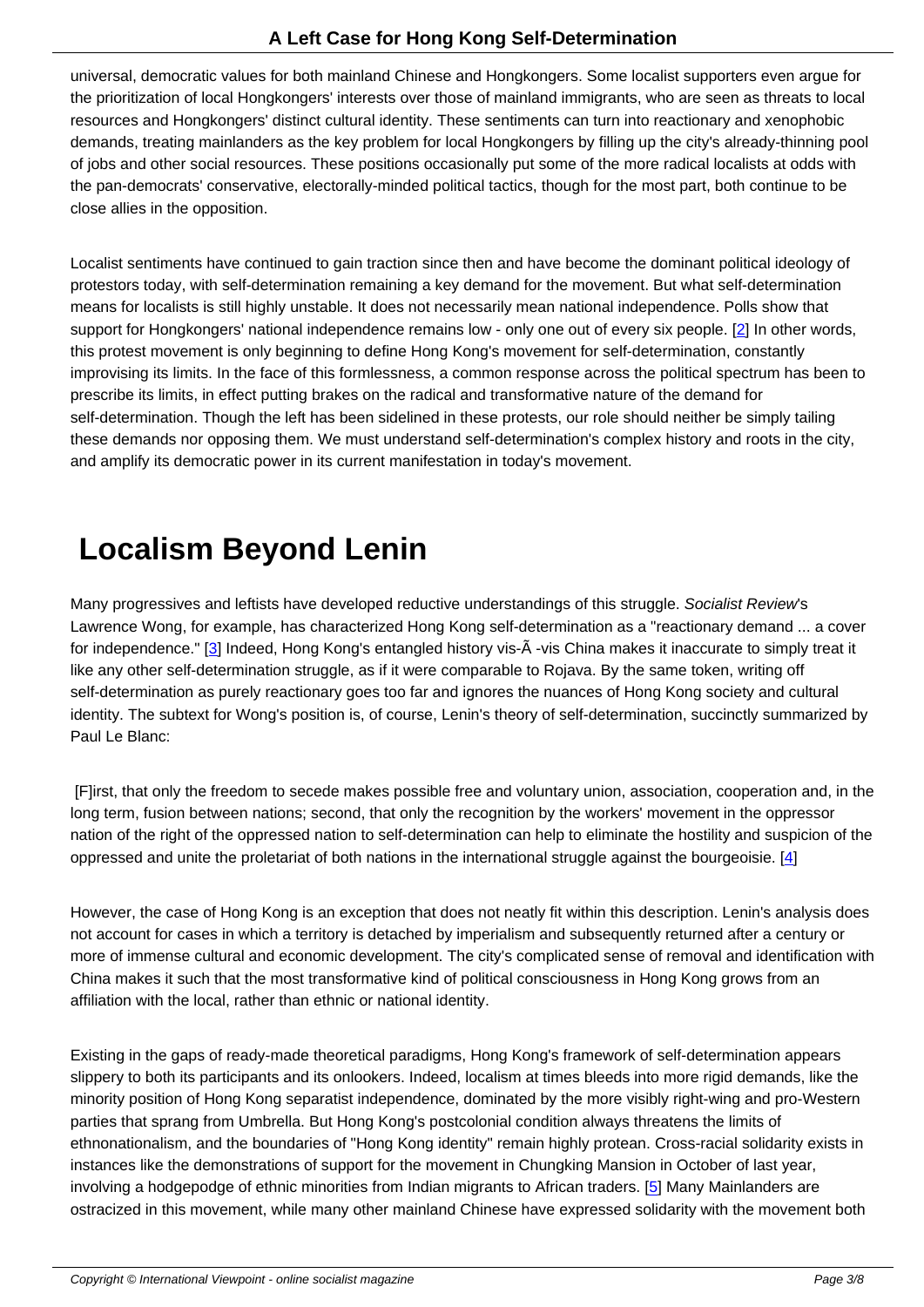universal, democratic values for both mainland Chinese and Hongkongers. Some localist supporters even argue for the prioritization of local Hongkongers' interests over those of mainland immigrants, who are seen as threats to local resources and Hongkongers' distinct cultural identity. These sentiments can turn into reactionary and xenophobic demands, treating mainlanders as the key problem for local Hongkongers by filling up the city's already-thinning pool of jobs and other social resources. These positions occasionally put some of the more radical localists at odds with the pan-democrats' conservative, electorally-minded political tactics, though for the most part, both continue to be close allies in the opposition.

Localist sentiments have continued to gain traction since then and have become the dominant political ideology of protestors today, with self-determination remaining a key demand for the movement. But what self-determination means for localists is still highly unstable. It does not necessarily mean national independence. Polls show that support for Hongkongers' national independence remains low - only one out of every six people. [2] In other words, this protest movement is only beginning to define Hong Kong's movement for self-determination, constantly improvising its limits. In the face of this formlessness, a common response across the political spectrum has been to prescribe its limits, in effect putting brakes on the radical and transformative nature of the demand for self-determination. Though the left has been sidelined in these protests, our role should neither be simply tailing these demands nor opposing them. We must understand self-determination's complex history and roots in the city, and amplify its democratic power in its current manifestation in today's movement.

## Localism Beyond Lenin

Many progressives and leftists have developed reductive understandings of this struggle. *Socialist Review*'s Lawrence Wong, for example, has characterized Hong Kong self-determination as a "reactionary demand ... a cover for independence." [3] Indeed, Hong Kong's entangled history vis-Ã -vis China makes it inaccurate to simply treat it like any other self-determination struggle, as if it were comparable to Rojava. By the same token, writing off self-determination as purely reactionary goes too far and ignores the nuances of Hong Kong society and cultural identity. The subtext for Wong's position is, of course, Lenin's theory of self-determination, succinctly summarized by Paul Le Blanc:

> [F]irst, that only the freedom to secede makes possible free and voluntary union, association, cooperation and, in the long term, fusion between nations; second, that only the recognition by the workers' movement in the oppressor nation of the right of the oppressed nation to self-determination can help to eliminate the hostility and suspicion of the oppressed and unite the proletariat of both nations in the international struggle against the bourgeoisie. [4]

However, the case of Hong Kong is an exception that does not neatly fit within this description. Lenin's analysis does not account for cases in which a territory is detached by imperialism and subsequently returned after a century or more of immense cultural and economic development. The city's complicated sense of removal and identification with China makes it such that the most transformative kind of political consciousness in Hong Kong grows from an affiliation with the local, rather than ethnic or national identity.

Existing in the gaps of ready-made theoretical paradigms, Hong Kong's framework of self-determination appears slippery to both its participants and its onlookers. Indeed, localism at times bleeds into more rigid demands, like the minority position of Hong Kong separatist independence, dominated by the more visibly right-wing and pro-Western parties that sprang from Umbrella. But Hong Kong's postcolonial condition always threatens the limits of ethnonationalism, and the boundaries of "Hong Kong identity" remain highly protean. Cross-racial solidarity exists in instances like the demonstrations of support for the movement in Chungking Mansion in October of last year, involving a hodgepodge of ethnic minorities from Indian migrants to African traders. [5] Many Mainlanders are ostracized in this movement, while many other mainland Chinese have expressed solidarity with the movement both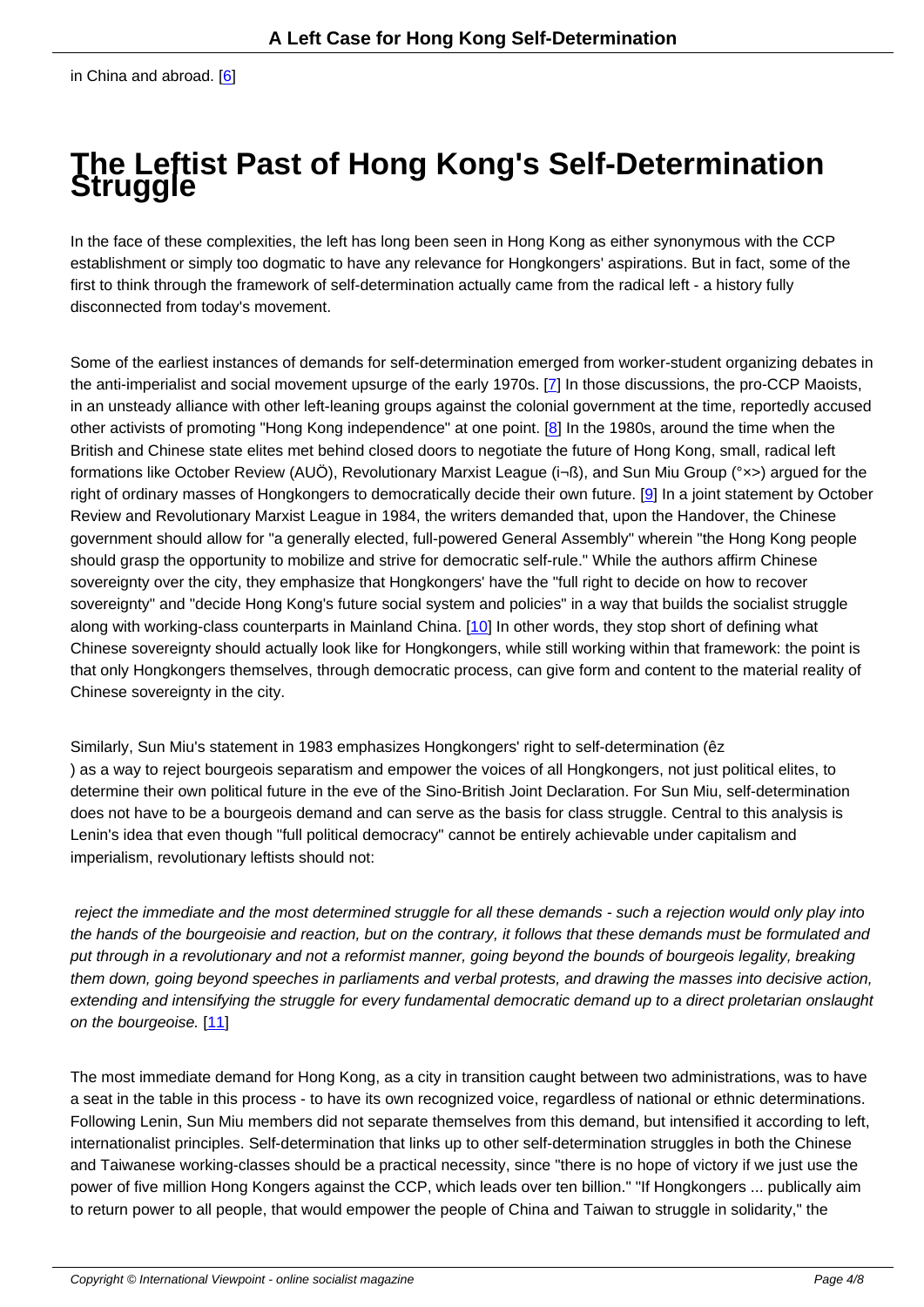in China and abroad. [6]

# The Leftist Past of Hong Kong's Self-Determination Struggle

In the face of these complexities, the left has long been seen in Hong Kong as either synonymous with the CCP establishment or simply too dogmatic to have any relevance for Hongkongers' aspirations. But in fact, some of the first to think through the framework of self-determination actually came from the radical left - a history fully disconnected from today's movement.

Some of the earliest instances of demands for self-determination emerged from worker-student organizing debates in the anti-imperialist and social movement upsurge of the early 1970s. [7] In those discussions, the pro-CCP Maoists, in an unsteady alliance with other left-leaning groups against the colonial government at the time, reportedly accused other activists of promoting "Hong Kong independence" at one point. [8] In the 1980s, around the time when the British and Chinese state elites met behind closed doors to negotiate the future of Hong Kong, small, radical left formations like October Review (AUÖ), Revolutionary Marxist League (i¬ß), and Sun Miu Group (°×>) argued for the right of ordinary masses of Hongkongers to democratically decide their own future. [9] In a joint statement by October Review and Revolutionary Marxist League in 1984, the writers demanded that, upon the Handover, the Chinese government should allow for "a generally elected, full-powered General Assembly" wherein "the Hong Kong people should grasp the opportunity to mobilize and strive for democratic self-rule." While the authors affirm Chinese sovereignty over the city, they emphasize that Hongkongers' have the "full right to decide on how to recover sovereignty" and "decide Hong Kong's future social system and policies" in a way that builds the socialist struggle along with working-class counterparts in Mainland China. [10] In other words, they stop short of defining what Chinese sovereignty should actually look like for Hongkongers, while still working within that framework: the point is that only Hongkongers themselves, through democratic process, can give form and content to the material reality of Chinese sovereignty in the city.

Similarly, Sun Miu's statement in 1983 emphasizes Hongkongers' right to self-determination (êz
) as a way to reject bourgeois separatism and empower the voices of all Hongkongers, not just political elites, to determine their own political future in the eve of the Sino-British Joint Declaration. For Sun Miu, self-determination does not have to be a bourgeois demand and can serve as the basis for class struggle. Central to this analysis is Lenin's idea that even though "full political democracy" cannot be entirely achievable under capitalism and imperialism, revolutionary leftists should not:

> *reject the immediate and the most determined struggle for all these demands - such a rejection would only play into the hands of the bourgeoisie and reaction, but on the contrary, it follows that these demands must be formulated and put through in a revolutionary and not a reformist manner, going beyond the bounds of bourgeois legality, breaking them down, going beyond speeches in parliaments and verbal protests, and drawing the masses into decisive action, extending and intensifying the struggle for every fundamental democratic demand up to a direct proletarian onslaught on the bourgeoise.* [11]

The most immediate demand for Hong Kong, as a city in transition caught between two administrations, was to have a seat in the table in this process - to have its own recognized voice, regardless of national or ethnic determinations. Following Lenin, Sun Miu members did not separate themselves from this demand, but intensified it according to left, internationalist principles. Self-determination that links up to other self-determination struggles in both the Chinese and Taiwanese working-classes should be a practical necessity, since "there is no hope of victory if we just use the power of five million Hong Kongers against the CCP, which leads over ten billion." "If Hongkongers ... publically aim to return power to all people, that would empower the people of China and Taiwan to struggle in solidarity," the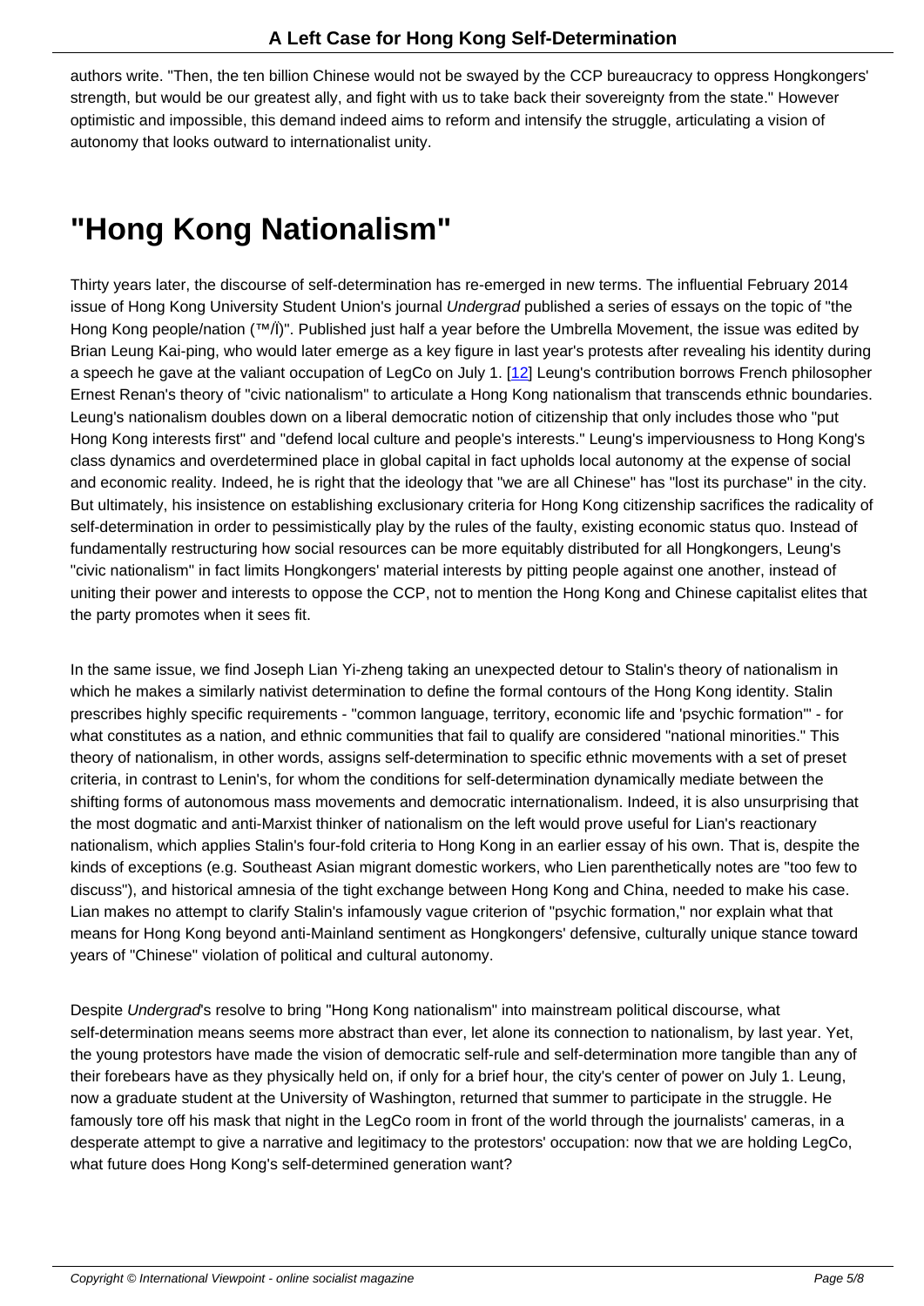authors write. "Then, the ten billion Chinese would not be swayed by the CCP bureaucracy to oppress Hongkongers' strength, but would be our greatest ally, and fight with us to take back their sovereignty from the state." However optimistic and impossible, this demand indeed aims to reform and intensify the struggle, articulating a vision of autonomy that looks outward to internationalist unity.

# "Hong Kong Nationalism"

Thirty years later, the discourse of self-determination has re-emerged in new terms. The influential February 2014 issue of Hong Kong University Student Union's journal *Undergrad* published a series of essays on the topic of "the Hong Kong people/nation (™/Ì)". Published just half a year before the Umbrella Movement, the issue was edited by Brian Leung Kai-ping, who would later emerge as a key figure in last year's protests after revealing his identity during a speech he gave at the valiant occupation of LegCo on July 1. [12] Leung's contribution borrows French philosopher Ernest Renan's theory of "civic nationalism" to articulate a Hong Kong nationalism that transcends ethnic boundaries. Leung's nationalism doubles down on a liberal democratic notion of citizenship that only includes those who "put Hong Kong interests first" and "defend local culture and people's interests." Leung's imperviousness to Hong Kong's class dynamics and overdetermined place in global capital in fact upholds local autonomy at the expense of social and economic reality. Indeed, he is right that the ideology that "we are all Chinese" has "lost its purchase" in the city. But ultimately, his insistence on establishing exclusionary criteria for Hong Kong citizenship sacrifices the radicality of self-determination in order to pessimistically play by the rules of the faulty, existing economic status quo. Instead of fundamentally restructuring how social resources can be more equitably distributed for all Hongkongers, Leung's "civic nationalism" in fact limits Hongkongers' material interests by pitting people against one another, instead of uniting their power and interests to oppose the CCP, not to mention the Hong Kong and Chinese capitalist elites that the party promotes when it sees fit.

In the same issue, we find Joseph Lian Yi-zheng taking an unexpected detour to Stalin's theory of nationalism in which he makes a similarly nativist determination to define the formal contours of the Hong Kong identity. Stalin prescribes highly specific requirements - "common language, territory, economic life and 'psychic formation'" - for what constitutes as a nation, and ethnic communities that fail to qualify are considered "national minorities." This theory of nationalism, in other words, assigns self-determination to specific ethnic movements with a set of preset criteria, in contrast to Lenin's, for whom the conditions for self-determination dynamically mediate between the shifting forms of autonomous mass movements and democratic internationalism. Indeed, it is also unsurprising that the most dogmatic and anti-Marxist thinker of nationalism on the left would prove useful for Lian's reactionary nationalism, which applies Stalin's four-fold criteria to Hong Kong in an earlier essay of his own. That is, despite the kinds of exceptions (e.g. Southeast Asian migrant domestic workers, who Lien parenthetically notes are "too few to discuss"), and historical amnesia of the tight exchange between Hong Kong and China, needed to make his case. Lian makes no attempt to clarify Stalin's infamously vague criterion of "psychic formation," nor explain what that means for Hong Kong beyond anti-Mainland sentiment as Hongkongers' defensive, culturally unique stance toward years of "Chinese" violation of political and cultural autonomy.

Despite *Undergrad*'s resolve to bring "Hong Kong nationalism" into mainstream political discourse, what self-determination means seems more abstract than ever, let alone its connection to nationalism, by last year. Yet, the young protestors have made the vision of democratic self-rule and self-determination more tangible than any of their forebears have as they physically held on, if only for a brief hour, the city's center of power on July 1. Leung, now a graduate student at the University of Washington, returned that summer to participate in the struggle. He famously tore off his mask that night in the LegCo room in front of the world through the journalists' cameras, in a desperate attempt to give a narrative and legitimacy to the protestors' occupation: now that we are holding LegCo, what future does Hong Kong's self-determined generation want?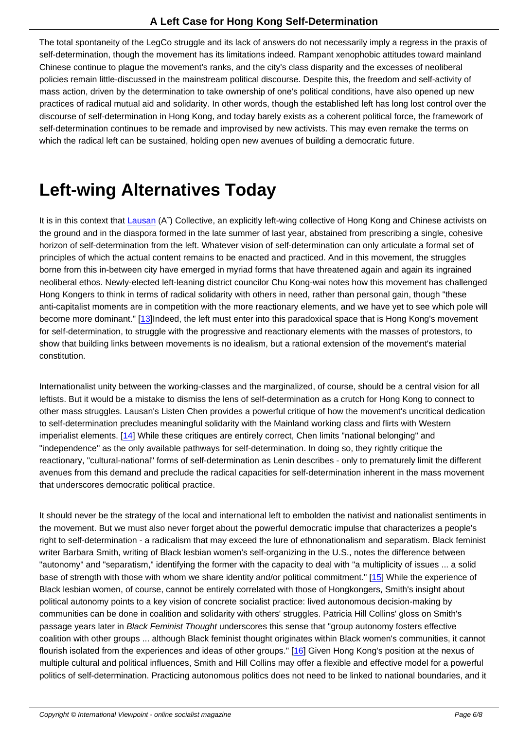The total spontaneity of the LegCo struggle and its lack of answers do not necessarily imply a regress in the praxis of self-determination, though the movement has its limitations indeed. Rampant xenophobic attitudes toward mainland Chinese continue to plague the movement's ranks, and the city's class disparity and the excesses of neoliberal policies remain little-discussed in the mainstream political discourse. Despite this, the freedom and self-activity of mass action, driven by the determination to take ownership of one's political conditions, have also opened up new practices of radical mutual aid and solidarity. In other words, though the established left has long lost control over the discourse of self-determination in Hong Kong, and today barely exists as a coherent political force, the framework of self-determination continues to be remade and improvised by new activists. This may even remake the terms on which the radical left can be sustained, holding open new avenues of building a democratic future.

# Left-wing Alternatives Today

It is in this context that Lausan (A˜) Collective, an explicitly left-wing collective of Hong Kong and Chinese activists on the ground and in the diaspora formed in the late summer of last year, abstained from prescribing a single, cohesive horizon of self-determination from the left. Whatever vision of self-determination can only articulate a formal set of principles of which the actual content remains to be enacted and practiced. And in this movement, the struggles borne from this in-between city have emerged in myriad forms that have threatened again and again its ingrained neoliberal ethos. Newly-elected left-leaning district councilor Chu Kong-wai notes how this movement has challenged Hong Kongers to think in terms of radical solidarity with others in need, rather than personal gain, though "these anti-capitalist moments are in competition with the more reactionary elements, and we have yet to see which pole will become more dominant." [13]Indeed, the left must enter into this paradoxical space that is Hong Kong's movement for self-determination, to struggle with the progressive and reactionary elements with the masses of protestors, to show that building links between movements is no idealism, but a rational extension of the movement's material constitution.

Internationalist unity between the working-classes and the marginalized, of course, should be a central vision for all leftists. But it would be a mistake to dismiss the lens of self-determination as a crutch for Hong Kong to connect to other mass struggles. Lausan's Listen Chen provides a powerful critique of how the movement's uncritical dedication to self-determination precludes meaningful solidarity with the Mainland working class and flirts with Western imperialist elements. [14] While these critiques are entirely correct, Chen limits "national belonging" and "independence" as the only available pathways for self-determination. In doing so, they rightly critique the reactionary, "cultural-national" forms of self-determination as Lenin describes - only to prematurely limit the different avenues from this demand and preclude the radical capacities for self-determination inherent in the mass movement that underscores democratic political practice.

It should never be the strategy of the local and international left to embolden the nativist and nationalist sentiments in the movement. But we must also never forget about the powerful democratic impulse that characterizes a people's right to self-determination - a radicalism that may exceed the lure of ethnonationalism and separatism. Black feminist writer Barbara Smith, writing of Black lesbian women's self-organizing in the U.S., notes the difference between "autonomy" and "separatism," identifying the former with the capacity to deal with "a multiplicity of issues ... a solid base of strength with those with whom we share identity and/or political commitment." [15] While the experience of Black lesbian women, of course, cannot be entirely correlated with those of Hongkongers, Smith's insight about political autonomy points to a key vision of concrete socialist practice: lived autonomous decision-making by communities can be done in coalition and solidarity with others' struggles. Patricia Hill Collins' gloss on Smith's passage years later in *Black Feminist Thought* underscores this sense that "group autonomy fosters effective coalition with other groups ... although Black feminist thought originates within Black women's communities, it cannot flourish isolated from the experiences and ideas of other groups." [16] Given Hong Kong's position at the nexus of multiple cultural and political influences, Smith and Hill Collins may offer a flexible and effective model for a powerful politics of self-determination. Practicing autonomous politics does not need to be linked to national boundaries, and it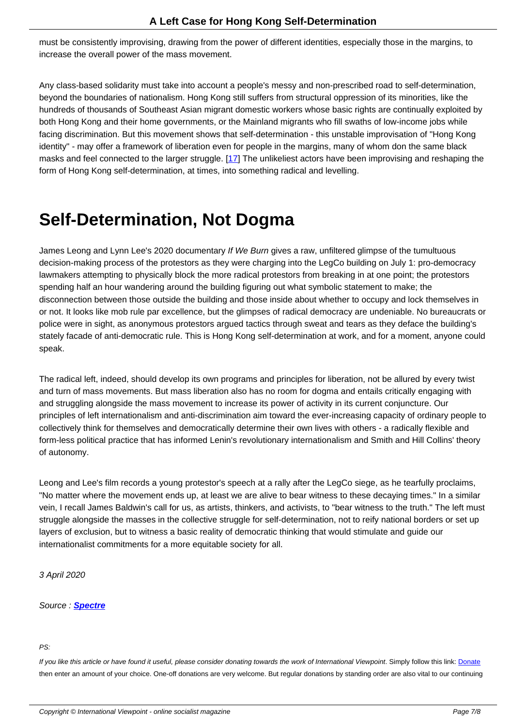must be consistently improvising, drawing from the power of different identities, especially those in the margins, to increase the overall power of the mass movement.

Any class-based solidarity must take into account a people's messy and non-prescribed road to self-determination, beyond the boundaries of nationalism. Hong Kong still suffers from structural oppression of its minorities, like the hundreds of thousands of Southeast Asian migrant domestic workers whose basic rights are continually exploited by both Hong Kong and their home governments, or the Mainland migrants who fill swaths of low-income jobs while facing discrimination. But this movement shows that self-determination - this unstable improvisation of "Hong Kong identity" - may offer a framework of liberation even for people in the margins, many of whom don the same black masks and feel connected to the larger struggle. [17] The unlikeliest actors have been improvising and reshaping the form of Hong Kong self-determination, at times, into something radical and levelling.

## Self-Determination, Not Dogma

James Leong and Lynn Lee's 2020 documentary *If We Burn* gives a raw, unfiltered glimpse of the tumultuous decision-making process of the protestors as they were charging into the LegCo building on July 1: pro-democracy lawmakers attempting to physically block the more radical protestors from breaking in at one point; the protestors spending half an hour wandering around the building figuring out what symbolic statement to make; the disconnection between those outside the building and those inside about whether to occupy and lock themselves in or not. It looks like mob rule par excellence, but the glimpses of radical democracy are undeniable. No bureaucrats or police were in sight, as anonymous protestors argued tactics through sweat and tears as they deface the building's stately facade of anti-democratic rule. This is Hong Kong self-determination at work, and for a moment, anyone could speak.

The radical left, indeed, should develop its own programs and principles for liberation, not be allured by every twist and turn of mass movements. But mass liberation also has no room for dogma and entails critically engaging with and struggling alongside the mass movement to increase its power of activity in its current conjuncture. Our principles of left internationalism and anti-discrimination aim toward the ever-increasing capacity of ordinary people to collectively think for themselves and democratically determine their own lives with others - a radically flexible and form-less political practice that has informed Lenin's revolutionary internationalism and Smith and Hill Collins' theory of autonomy.

Leong and Lee's film records a young protestor's speech at a rally after the LegCo siege, as he tearfully proclaims, "No matter where the movement ends up, at least we are alive to bear witness to these decaying times." In a similar vein, I recall James Baldwin's call for us, as artists, thinkers, and activists, to "bear witness to the truth." The left must struggle alongside the masses in the collective struggle for self-determination, not to reify national borders or set up layers of exclusion, but to witness a basic reality of democratic thinking that would stimulate and guide our internationalist commitments for a more equitable society for all.

*3 April 2020*

*Source : **Spectre***

*PS:*

*If you like this article or have found it useful, please consider donating towards the work of International Viewpoint.* Simply follow this link: Donate then enter an amount of your choice. One-off donations are very welcome. But regular donations by standing order are also vital to our continuing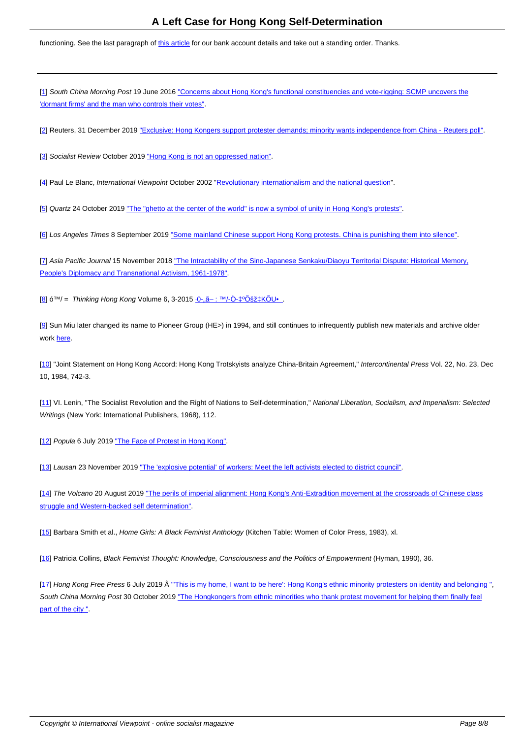functioning. See the last paragraph of [this article] for our bank account details and take out a standing order. Thanks.

---

[1] *South China Morning Post* 19 June 2016 "Concerns about Hong Kong's functional constituencies and vote-rigging: SCMP uncovers the 'dormant firms' and the man who controls their votes".

[2] Reuters, 31 December 2019 "Exclusive: Hong Kongers support protester demands; minority wants independence from China - Reuters poll".

[3] *Socialist Review* October 2019 "Hong Kong is not an oppressed nation".

[4] Paul Le Blanc, *International Viewpoint* October 2002 "Revolutionary internationalism and the national question".

[5] *Quartz* 24 October 2019 "The "ghetto at the center of the world" is now a symbol of unity in Hong Kong's protests".

[6] *Los Angeles Times* 8 September 2019 "Some mainland Chinese support Hong Kong protests. China is punishing them into silence".

[7] *Asia Pacific Journal* 15 November 2018 "The Intractability of the Sino-Japanese Senkaku/Diaoyu Territorial Dispute: Historical Memory, People's Diplomacy and Transnational Activism, 1961-1978".

[8] ó™/ = *Thinking Hong Kong* Volume 6, 3-2015 ·0-„ã– : ™/-Ö-‡ºÕšž‡KÕU• .

[9] Sun Miu later changed its name to Pioneer Group (HE>) in 1994, and still continues to infrequently publish new materials and archive older work here.

[10] "Joint Statement on Hong Kong Accord: Hong Kong Trotskyists analyze China-Britain Agreement," *Intercontinental Press* Vol. 22, No. 23, Dec 10, 1984, 742-3.

[11] Vl. Lenin, "The Socialist Revolution and the Right of Nations to Self-determination," *National Liberation, Socialism, and Imperialism: Selected Writings* (New York: International Publishers, 1968), 112.

[12] *Popula* 6 July 2019 "The Face of Protest in Hong Kong".

[13] *Lausan* 23 November 2019 "The 'explosive potential' of workers: Meet the left activists elected to district council".

[14] *The Volcano* 20 August 2019 "The perils of imperial alignment: Hong Kong's Anti-Extradition movement at the crossroads of Chinese class struggle and Western-backed self determination".

[15] Barbara Smith et al., *Home Girls: A Black Feminist Anthology* (Kitchen Table: Women of Color Press, 1983), xl.

[16] Patricia Collins, *Black Feminist Thought: Knowledge, Consciousness and the Politics of Empowerment* (Hyman, 1990), 36.

[17] *Hong Kong Free Press* 6 July 2019 Â "'This is my home, I want to be here': Hong Kong's ethnic minority protesters on identity and belonging ", *South China Morning Post* 30 October 2019 "The Hongkongers from ethnic minorities who thank protest movement for helping them finally feel part of the city ".